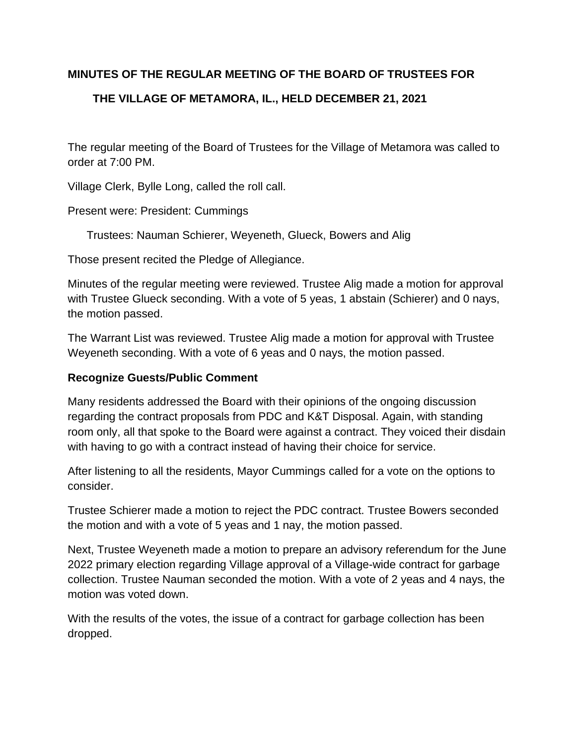**MINUTES OF THE REGULAR MEETING OF THE BOARD OF TRUSTEES FOR THE VILLAGE OF METAMORA, IL., HELD DECEMBER 21, 2021**

The regular meeting of the Board of Trustees for the Village of Metamora was called to order at 7:00 PM.

Village Clerk, Bylle Long, called the roll call.

Present were: President: Cummings

Trustees: Nauman Schierer, Weyeneth, Glueck, Bowers and Alig

Those present recited the Pledge of Allegiance.

Minutes of the regular meeting were reviewed. Trustee Alig made a motion for approval with Trustee Glueck seconding. With a vote of 5 yeas, 1 abstain (Schierer) and 0 nays, the motion passed.

The Warrant List was reviewed. Trustee Alig made a motion for approval with Trustee Weyeneth seconding. With a vote of 6 yeas and 0 nays, the motion passed.

**Recognize Guests/Public Comment**

Many residents addressed the Board with their opinions of the ongoing discussion regarding the contract proposals from PDC and K&T Disposal. Again, with standing room only, all that spoke to the Board were against a contract. They voiced their disdain with having to go with a contract instead of having their choice for service.

After listening to all the residents, Mayor Cummings called for a vote on the options to consider.

Trustee Schierer made a motion to reject the PDC contract. Trustee Bowers seconded the motion and with a vote of 5 yeas and 1 nay, the motion passed.

Next, Trustee Weyeneth made a motion to prepare an advisory referendum for the June 2022 primary election regarding Village approval of a Village-wide contract for garbage collection. Trustee Nauman seconded the motion. With a vote of 2 yeas and 4 nays, the motion was voted down.

With the results of the votes, the issue of a contract for garbage collection has been dropped.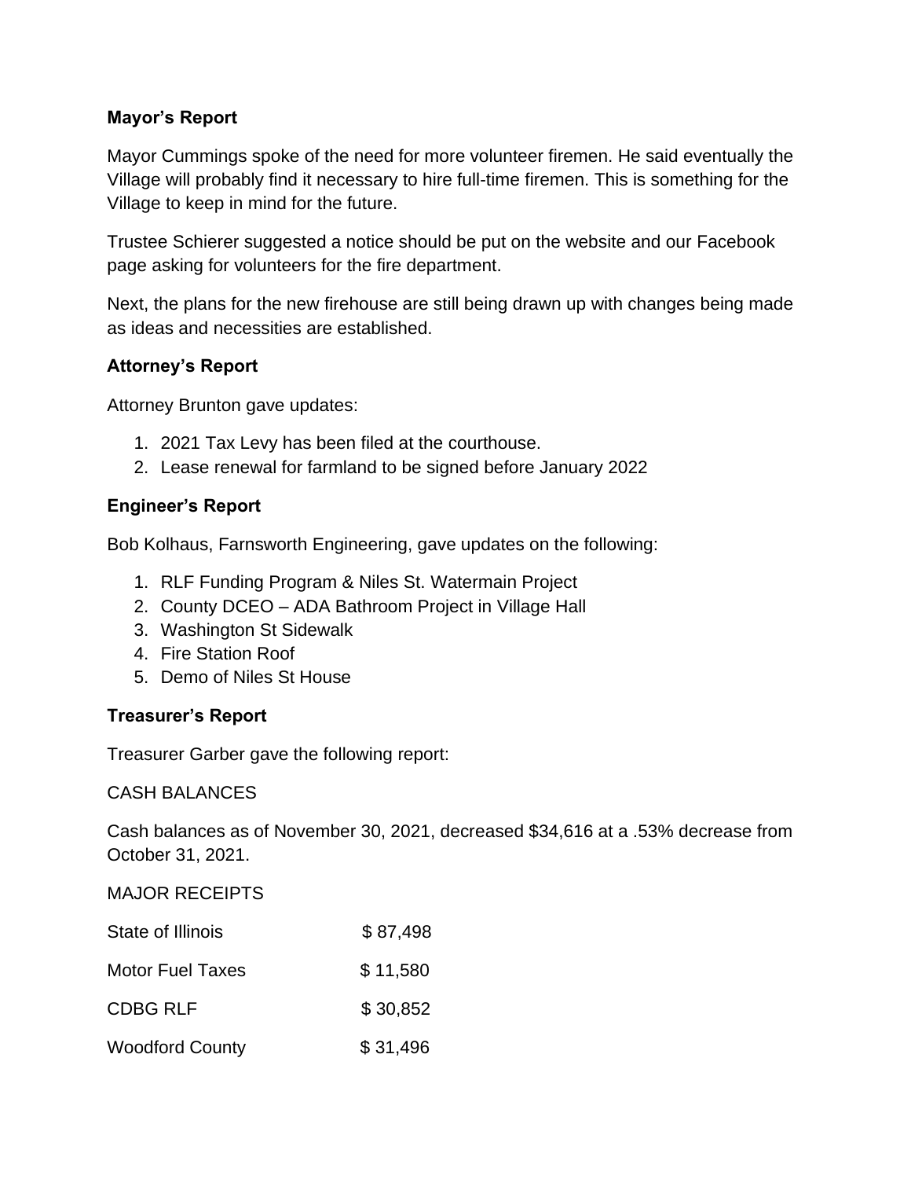**Mayor's Report**

Mayor Cummings spoke of the need for more volunteer firemen. He said eventually the Village will probably find it necessary to hire full-time firemen. This is something for the Village to keep in mind for the future.

Trustee Schierer suggested a notice should be put on the website and our Facebook page asking for volunteers for the fire department.

Next, the plans for the new firehouse are still being drawn up with changes being made as ideas and necessities are established.

**Attorney's Report**

Attorney Brunton gave updates:

1. 2021 Tax Levy has been filed at the courthouse.
2. Lease renewal for farmland to be signed before January 2022

**Engineer's Report**

Bob Kolhaus, Farnsworth Engineering, gave updates on the following:

1. RLF Funding Program & Niles St. Watermain Project
2. County DCEO – ADA Bathroom Project in Village Hall
3. Washington St Sidewalk
4. Fire Station Roof
5. Demo of Niles St House

**Treasurer's Report**

Treasurer Garber gave the following report:

CASH BALANCES

Cash balances as of November 30, 2021, decreased $34,616 at a .53% decrease from October 31, 2021.

MAJOR RECEIPTS

| | |
|---|---|
| State of Illinois | $ 87,498 |
| Motor Fuel Taxes | $ 11,580 |
| CDBG RLF | $ 30,852 |
| Woodford County | $ 31,496 |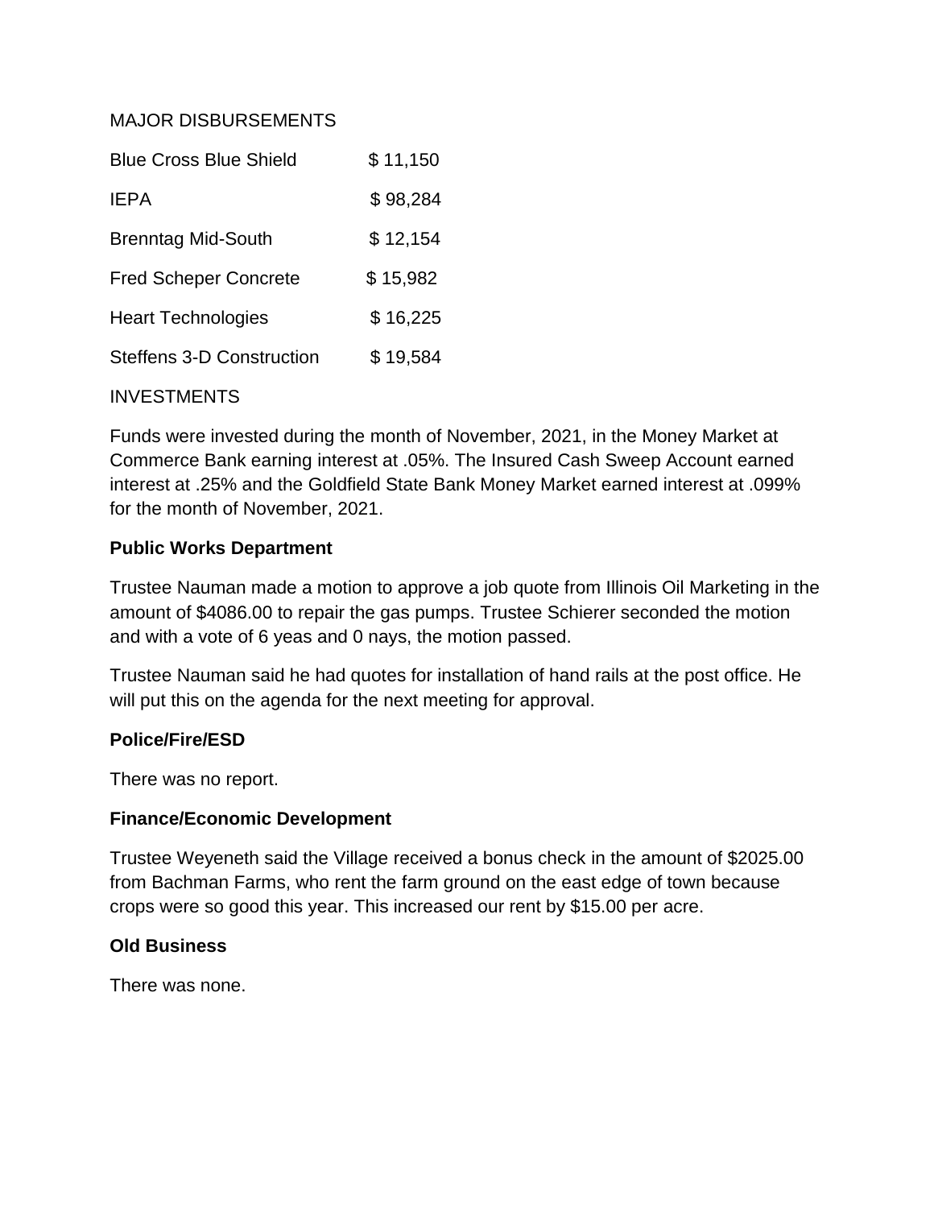MAJOR DISBURSEMENTS

| | |
|---|---|
| Blue Cross Blue Shield | $ 11,150 |
| IEPA | $ 98,284 |
| Brenntag Mid-South | $ 12,154 |
| Fred Scheper Concrete | $ 15,982 |
| Heart Technologies | $ 16,225 |
| Steffens 3-D Construction | $ 19,584 |

INVESTMENTS

Funds were invested during the month of November, 2021, in the Money Market at Commerce Bank earning interest at .05%. The Insured Cash Sweep Account earned interest at .25% and the Goldfield State Bank Money Market earned interest at .099% for the month of November, 2021.

**Public Works Department**

Trustee Nauman made a motion to approve a job quote from Illinois Oil Marketing in the amount of $4086.00 to repair the gas pumps. Trustee Schierer seconded the motion and with a vote of 6 yeas and 0 nays, the motion passed.

Trustee Nauman said he had quotes for installation of hand rails at the post office. He will put this on the agenda for the next meeting for approval.

**Police/Fire/ESD**

There was no report.

**Finance/Economic Development**

Trustee Weyeneth said the Village received a bonus check in the amount of $2025.00 from Bachman Farms, who rent the farm ground on the east edge of town because crops were so good this year. This increased our rent by $15.00 per acre.

**Old Business**

There was none.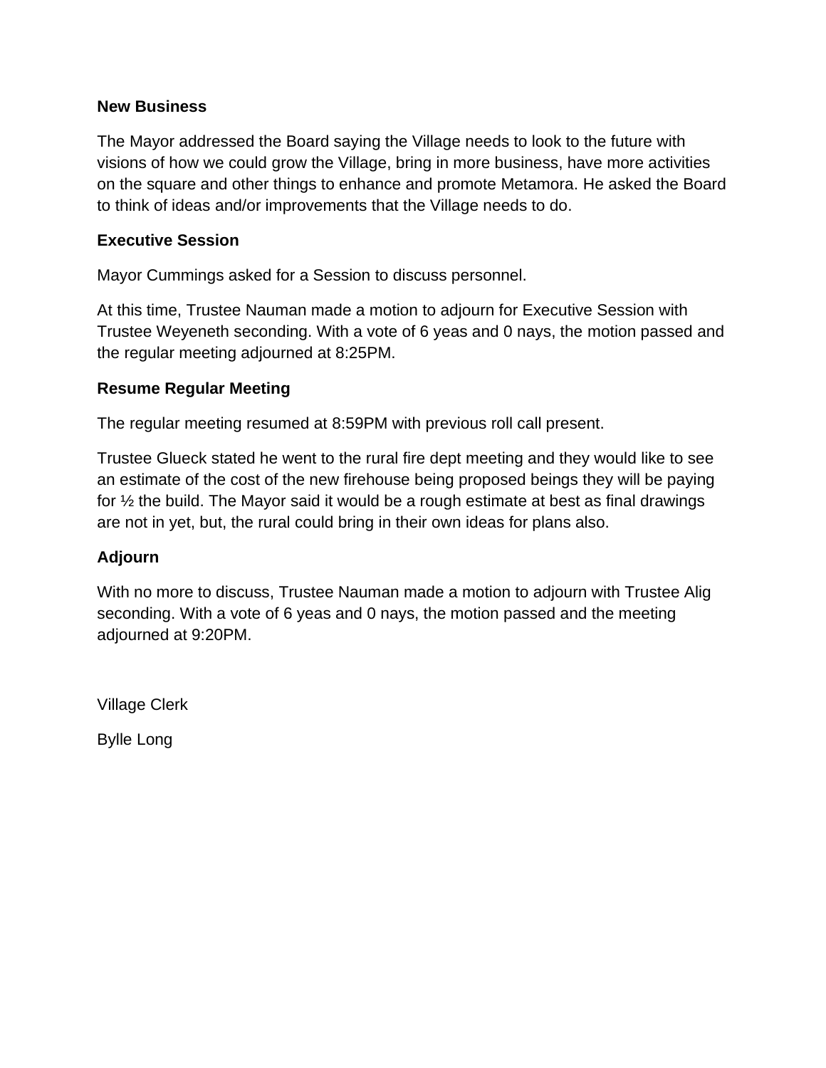**New Business**

The Mayor addressed the Board saying the Village needs to look to the future with visions of how we could grow the Village, bring in more business, have more activities on the square and other things to enhance and promote Metamora. He asked the Board to think of ideas and/or improvements that the Village needs to do.

**Executive Session**

Mayor Cummings asked for a Session to discuss personnel.

At this time, Trustee Nauman made a motion to adjourn for Executive Session with Trustee Weyeneth seconding. With a vote of 6 yeas and 0 nays, the motion passed and the regular meeting adjourned at 8:25PM.

**Resume Regular Meeting**

The regular meeting resumed at 8:59PM with previous roll call present.

Trustee Glueck stated he went to the rural fire dept meeting and they would like to see an estimate of the cost of the new firehouse being proposed beings they will be paying for ½ the build. The Mayor said it would be a rough estimate at best as final drawings are not in yet, but, the rural could bring in their own ideas for plans also.

**Adjourn**

With no more to discuss, Trustee Nauman made a motion to adjourn with Trustee Alig seconding. With a vote of 6 yeas and 0 nays, the motion passed and the meeting adjourned at 9:20PM.

Village Clerk

Bylle Long